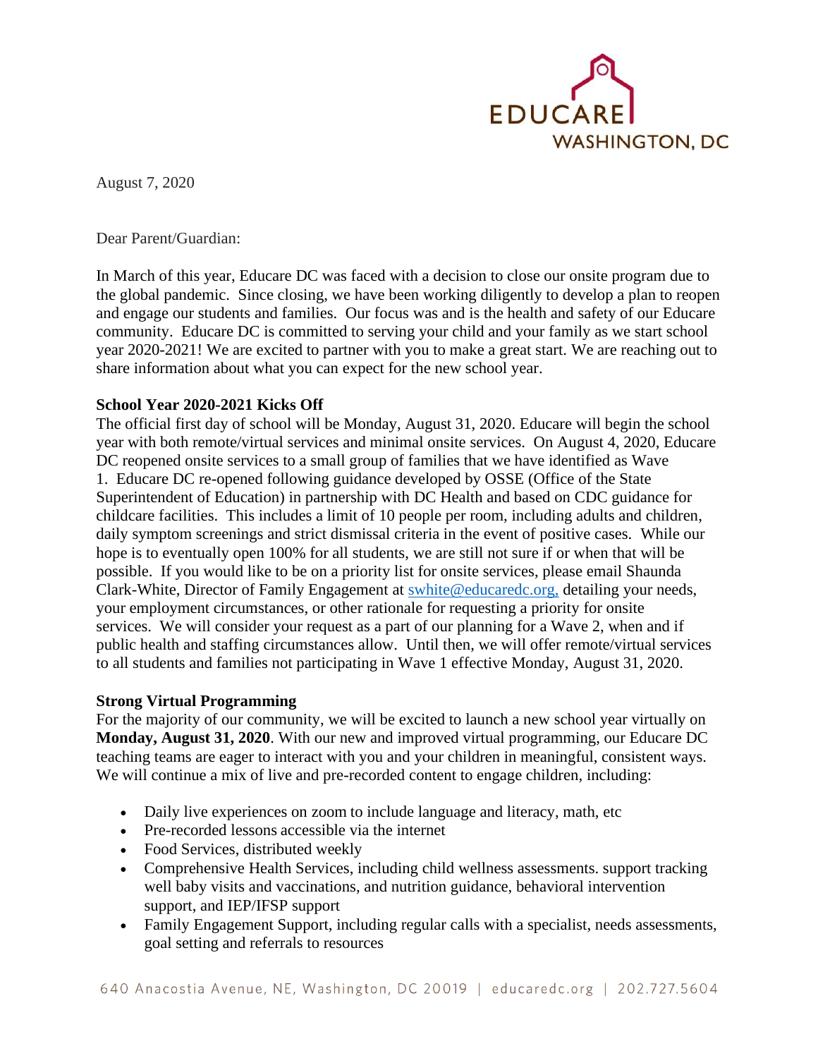EDUCARE WASHINGTON, DC

August 7, 2020

Dear Parent/Guardian:

In March of this year, Educare DC was faced with a decision to close our onsite program due to the global pandemic. Since closing, we have been working diligently to develop a plan to reopen and engage our students and families. Our focus was and is the health and safety of our Educare community. Educare DC is committed to serving your child and your family as we start school year 2020-2021! We are excited to partner with you to make a great start. We are reaching out to share information about what you can expect for the new school year.

**School Year 2020-2021 Kicks Off**

The official first day of school will be Monday, August 31, 2020. Educare will begin the school year with both remote/virtual services and minimal onsite services. On August 4, 2020, Educare DC reopened onsite services to a small group of families that we have identified as Wave 1. Educare DC re-opened following guidance developed by OSSE (Office of the State Superintendent of Education) in partnership with DC Health and based on CDC guidance for childcare facilities. This includes a limit of 10 people per room, including adults and children, daily symptom screenings and strict dismissal criteria in the event of positive cases. While our hope is to eventually open 100% for all students, we are still not sure if or when that will be possible. If you would like to be on a priority list for onsite services, please email Shaunda Clark-White, Director of Family Engagement at swhite@educaredc.org, detailing your needs, your employment circumstances, or other rationale for requesting a priority for onsite services. We will consider your request as a part of our planning for a Wave 2, when and if public health and staffing circumstances allow. Until then, we will offer remote/virtual services to all students and families not participating in Wave 1 effective Monday, August 31, 2020.

**Strong Virtual Programming**

For the majority of our community, we will be excited to launch a new school year virtually on **Monday, August 31, 2020**. With our new and improved virtual programming, our Educare DC teaching teams are eager to interact with you and your children in meaningful, consistent ways. We will continue a mix of live and pre-recorded content to engage children, including:

- Daily live experiences on zoom to include language and literacy, math, etc
- Pre-recorded lessons accessible via the internet
- Food Services, distributed weekly
- Comprehensive Health Services, including child wellness assessments. support tracking well baby visits and vaccinations, and nutrition guidance, behavioral intervention support, and IEP/IFSP support
- Family Engagement Support, including regular calls with a specialist, needs assessments, goal setting and referrals to resources

640 Anacostia Avenue, NE, Washington, DC 20019 | educaredc.org | 202.727.5604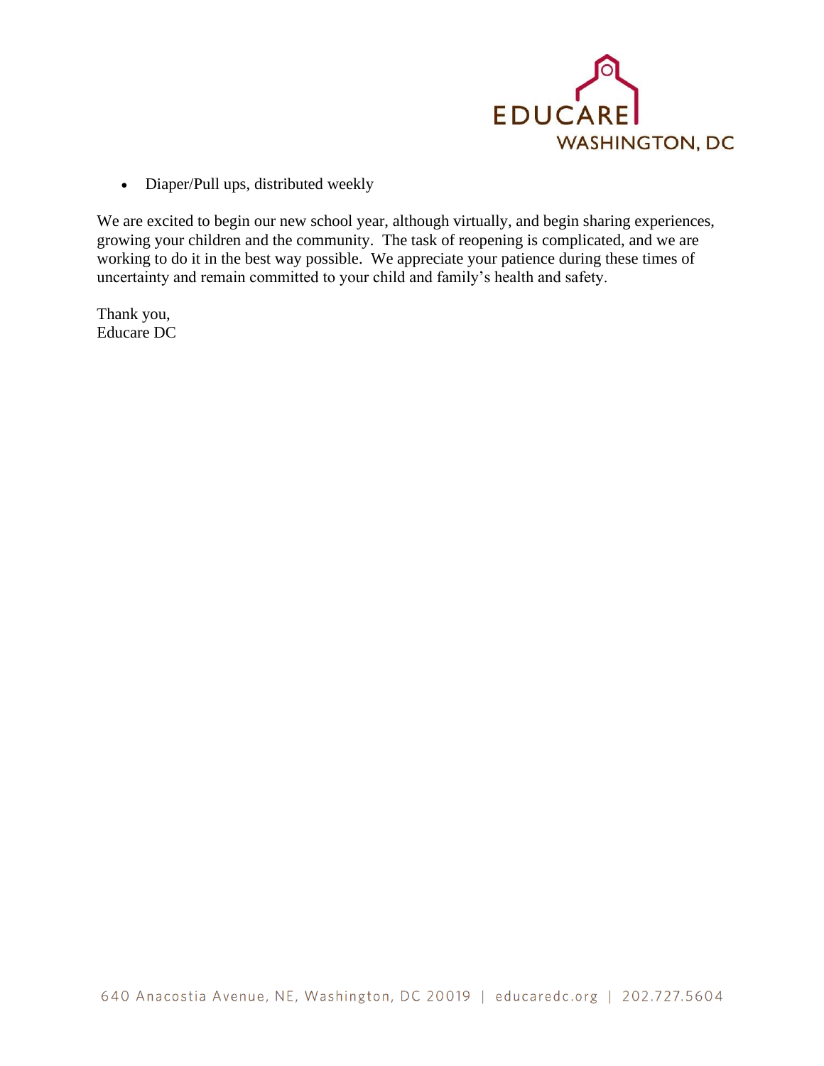- Diaper/Pull ups, distributed weekly

We are excited to begin our new school year, although virtually, and begin sharing experiences, growing your children and the community. The task of reopening is complicated, and we are working to do it in the best way possible. We appreciate your patience during these times of uncertainty and remain committed to your child and family's health and safety.

Thank you,
Educare DC